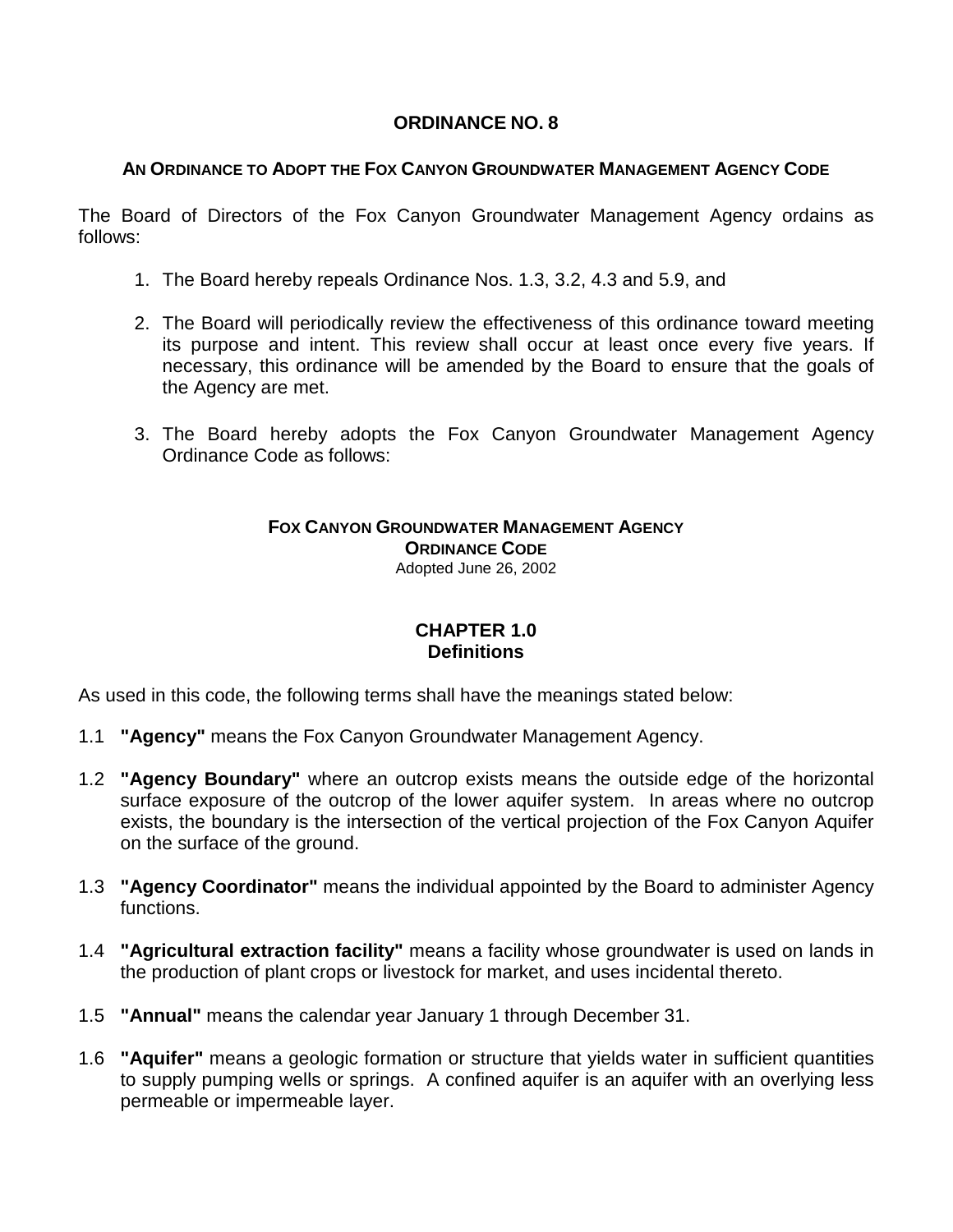# ORDINANCE NO. 8

## AN ORDINANCE TO ADOPT THE FOX CANYON GROUNDWATER MANAGEMENT AGENCY CODE

The Board of Directors of the Fox Canyon Groundwater Management Agency ordains as follows:

1. The Board hereby repeals Ordinance Nos. 1.3, 3.2, 4.3 and 5.9, and

2. The Board will periodically review the effectiveness of this ordinance toward meeting its purpose and intent. This review shall occur at least once every five years. If necessary, this ordinance will be amended by the Board to ensure that the goals of the Agency are met.

3. The Board hereby adopts the Fox Canyon Groundwater Management Agency Ordinance Code as follows:

## FOX CANYON GROUNDWATER MANAGEMENT AGENCY ORDINANCE CODE

Adopted June 26, 2002

## CHAPTER 1.0 Definitions

As used in this code, the following terms shall have the meanings stated below:

1.1 **"Agency"** means the Fox Canyon Groundwater Management Agency.

1.2 **"Agency Boundary"** where an outcrop exists means the outside edge of the horizontal surface exposure of the outcrop of the lower aquifer system. In areas where no outcrop exists, the boundary is the intersection of the vertical projection of the Fox Canyon Aquifer on the surface of the ground.

1.3 **"Agency Coordinator"** means the individual appointed by the Board to administer Agency functions.

1.4 **"Agricultural extraction facility"** means a facility whose groundwater is used on lands in the production of plant crops or livestock for market, and uses incidental thereto.

1.5 **"Annual"** means the calendar year January 1 through December 31.

1.6 **"Aquifer"** means a geologic formation or structure that yields water in sufficient quantities to supply pumping wells or springs. A confined aquifer is an aquifer with an overlying less permeable or impermeable layer.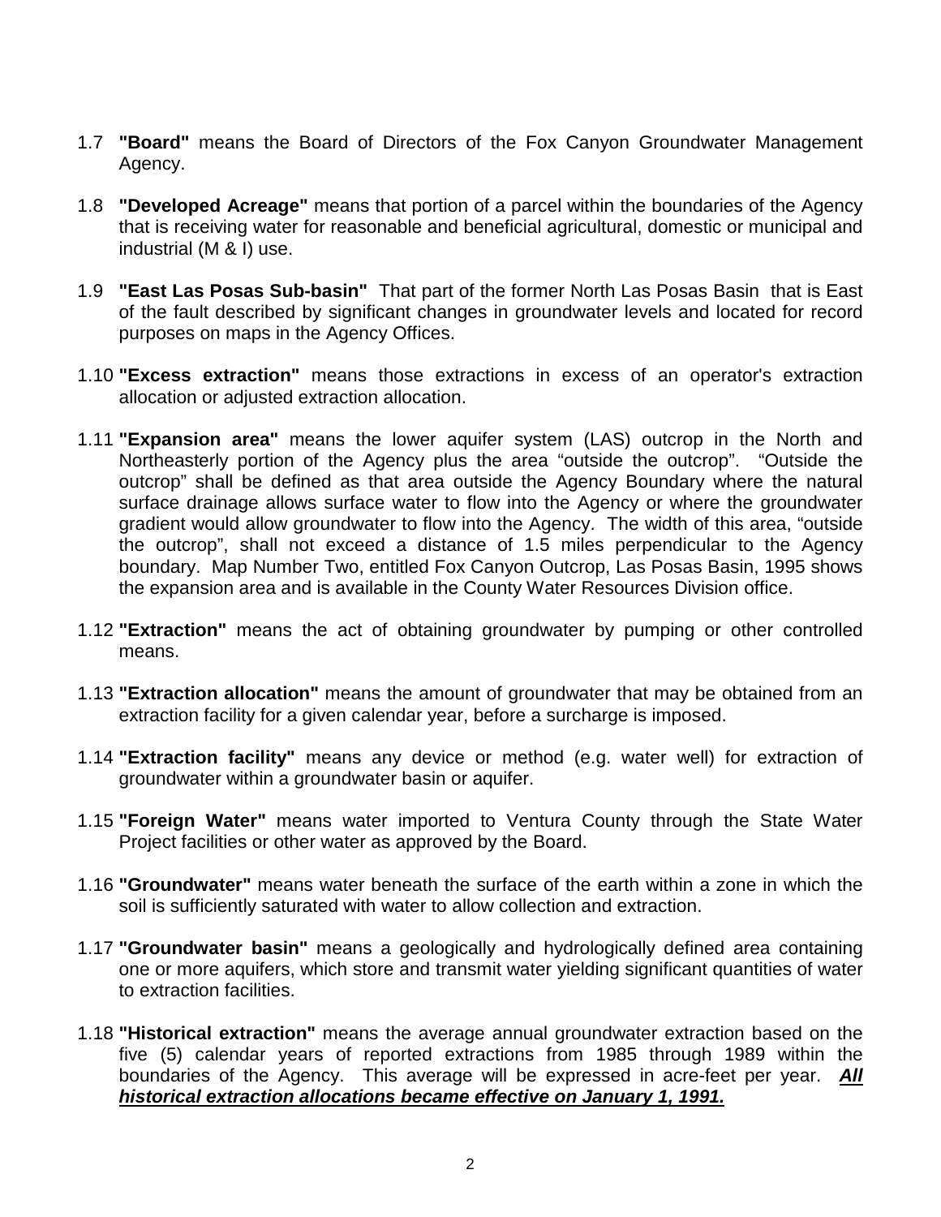1.7 **"Board"** means the Board of Directors of the Fox Canyon Groundwater Management Agency.

1.8 **"Developed Acreage"** means that portion of a parcel within the boundaries of the Agency that is receiving water for reasonable and beneficial agricultural, domestic or municipal and industrial (M & I) use.

1.9 **"East Las Posas Sub-basin"** That part of the former North Las Posas Basin that is East of the fault described by significant changes in groundwater levels and located for record purposes on maps in the Agency Offices.

1.10 **"Excess extraction"** means those extractions in excess of an operator's extraction allocation or adjusted extraction allocation.

1.11 **"Expansion area"** means the lower aquifer system (LAS) outcrop in the North and Northeasterly portion of the Agency plus the area "outside the outcrop". "Outside the outcrop" shall be defined as that area outside the Agency Boundary where the natural surface drainage allows surface water to flow into the Agency or where the groundwater gradient would allow groundwater to flow into the Agency. The width of this area, "outside the outcrop", shall not exceed a distance of 1.5 miles perpendicular to the Agency boundary. Map Number Two, entitled Fox Canyon Outcrop, Las Posas Basin, 1995 shows the expansion area and is available in the County Water Resources Division office.

1.12 **"Extraction"** means the act of obtaining groundwater by pumping or other controlled means.

1.13 **"Extraction allocation"** means the amount of groundwater that may be obtained from an extraction facility for a given calendar year, before a surcharge is imposed.

1.14 **"Extraction facility"** means any device or method (e.g. water well) for extraction of groundwater within a groundwater basin or aquifer.

1.15 **"Foreign Water"** means water imported to Ventura County through the State Water Project facilities or other water as approved by the Board.

1.16 **"Groundwater"** means water beneath the surface of the earth within a zone in which the soil is sufficiently saturated with water to allow collection and extraction.

1.17 **"Groundwater basin"** means a geologically and hydrologically defined area containing one or more aquifers, which store and transmit water yielding significant quantities of water to extraction facilities.

1.18 **"Historical extraction"** means the average annual groundwater extraction based on the five (5) calendar years of reported extractions from 1985 through 1989 within the boundaries of the Agency. This average will be expressed in acre-feet per year. <u>***All historical extraction allocations became effective on January 1, 1991.***</u>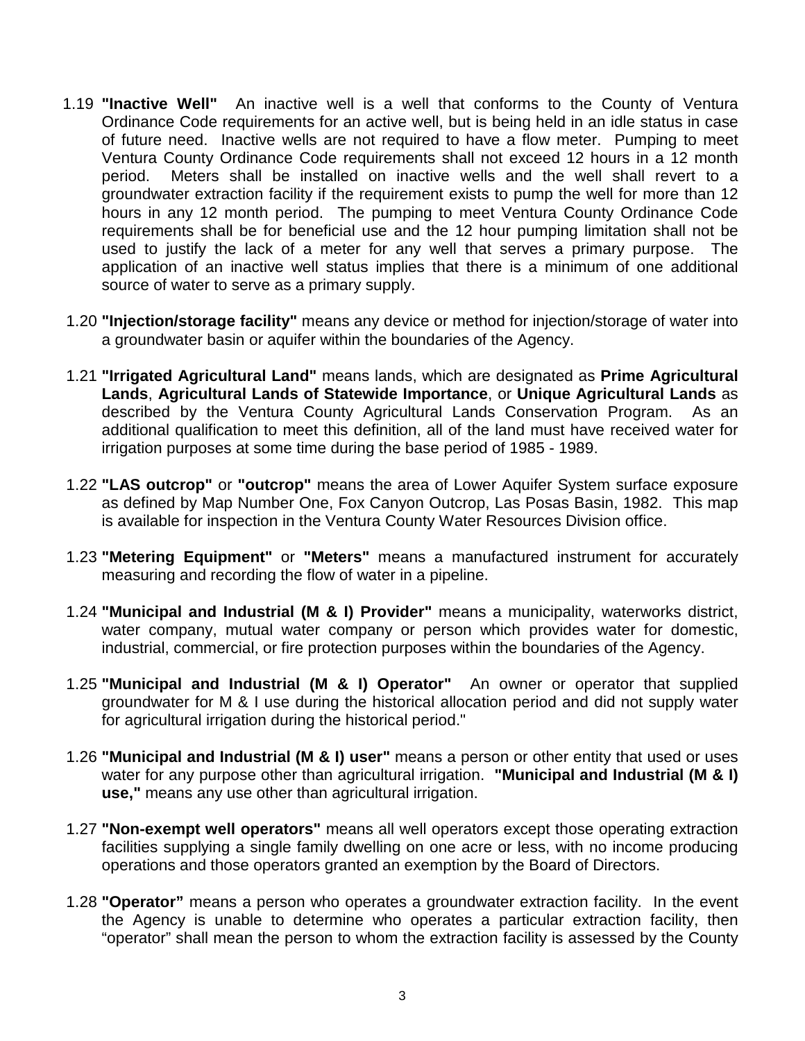1.19 **"Inactive Well"** An inactive well is a well that conforms to the County of Ventura Ordinance Code requirements for an active well, but is being held in an idle status in case of future need. Inactive wells are not required to have a flow meter. Pumping to meet Ventura County Ordinance Code requirements shall not exceed 12 hours in a 12 month period. Meters shall be installed on inactive wells and the well shall revert to a groundwater extraction facility if the requirement exists to pump the well for more than 12 hours in any 12 month period. The pumping to meet Ventura County Ordinance Code requirements shall be for beneficial use and the 12 hour pumping limitation shall not be used to justify the lack of a meter for any well that serves a primary purpose. The application of an inactive well status implies that there is a minimum of one additional source of water to serve as a primary supply.

1.20 **"Injection/storage facility"** means any device or method for injection/storage of water into a groundwater basin or aquifer within the boundaries of the Agency.

1.21 **"Irrigated Agricultural Land"** means lands, which are designated as **Prime Agricultural Lands**, **Agricultural Lands of Statewide Importance**, or **Unique Agricultural Lands** as described by the Ventura County Agricultural Lands Conservation Program. As an additional qualification to meet this definition, all of the land must have received water for irrigation purposes at some time during the base period of 1985 - 1989.

1.22 **"LAS outcrop"** or **"outcrop"** means the area of Lower Aquifer System surface exposure as defined by Map Number One, Fox Canyon Outcrop, Las Posas Basin, 1982. This map is available for inspection in the Ventura County Water Resources Division office.

1.23 **"Metering Equipment"** or **"Meters"** means a manufactured instrument for accurately measuring and recording the flow of water in a pipeline.

1.24 **"Municipal and Industrial (M & I) Provider"** means a municipality, waterworks district, water company, mutual water company or person which provides water for domestic, industrial, commercial, or fire protection purposes within the boundaries of the Agency.

1.25 **"Municipal and Industrial (M & I) Operator"** An owner or operator that supplied groundwater for M & I use during the historical allocation period and did not supply water for agricultural irrigation during the historical period."

1.26 **"Municipal and Industrial (M & I) user"** means a person or other entity that used or uses water for any purpose other than agricultural irrigation. **"Municipal and Industrial (M & I) use,"** means any use other than agricultural irrigation.

1.27 **"Non-exempt well operators"** means all well operators except those operating extraction facilities supplying a single family dwelling on one acre or less, with no income producing operations and those operators granted an exemption by the Board of Directors.

1.28 **"Operator"** means a person who operates a groundwater extraction facility. In the event the Agency is unable to determine who operates a particular extraction facility, then "operator" shall mean the person to whom the extraction facility is assessed by the County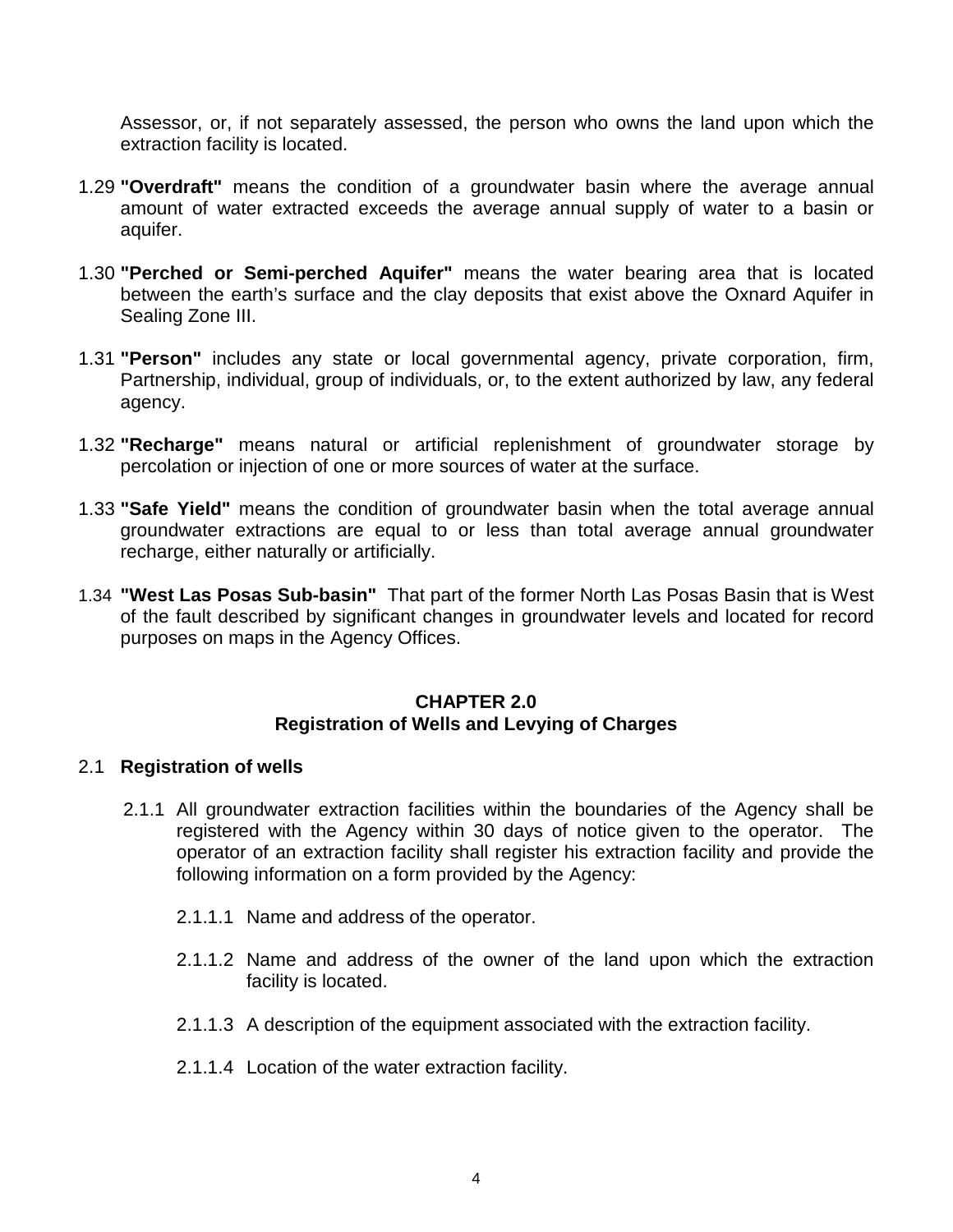Assessor, or, if not separately assessed, the person who owns the land upon which the extraction facility is located.

1.29 **"Overdraft"** means the condition of a groundwater basin where the average annual amount of water extracted exceeds the average annual supply of water to a basin or aquifer.

1.30 **"Perched or Semi-perched Aquifer"** means the water bearing area that is located between the earth's surface and the clay deposits that exist above the Oxnard Aquifer in Sealing Zone III.

1.31 **"Person"** includes any state or local governmental agency, private corporation, firm, Partnership, individual, group of individuals, or, to the extent authorized by law, any federal agency.

1.32 **"Recharge"** means natural or artificial replenishment of groundwater storage by percolation or injection of one or more sources of water at the surface.

1.33 **"Safe Yield"** means the condition of groundwater basin when the total average annual groundwater extractions are equal to or less than total average annual groundwater recharge, either naturally or artificially.

1.34 **"West Las Posas Sub-basin"** That part of the former North Las Posas Basin that is West of the fault described by significant changes in groundwater levels and located for record purposes on maps in the Agency Offices.

## CHAPTER 2.0
## Registration of Wells and Levying of Charges

### 2.1 Registration of wells

2.1.1 All groundwater extraction facilities within the boundaries of the Agency shall be registered with the Agency within 30 days of notice given to the operator. The operator of an extraction facility shall register his extraction facility and provide the following information on a form provided by the Agency:

2.1.1.1 Name and address of the operator.

2.1.1.2 Name and address of the owner of the land upon which the extraction facility is located.

2.1.1.3 A description of the equipment associated with the extraction facility.

2.1.1.4 Location of the water extraction facility.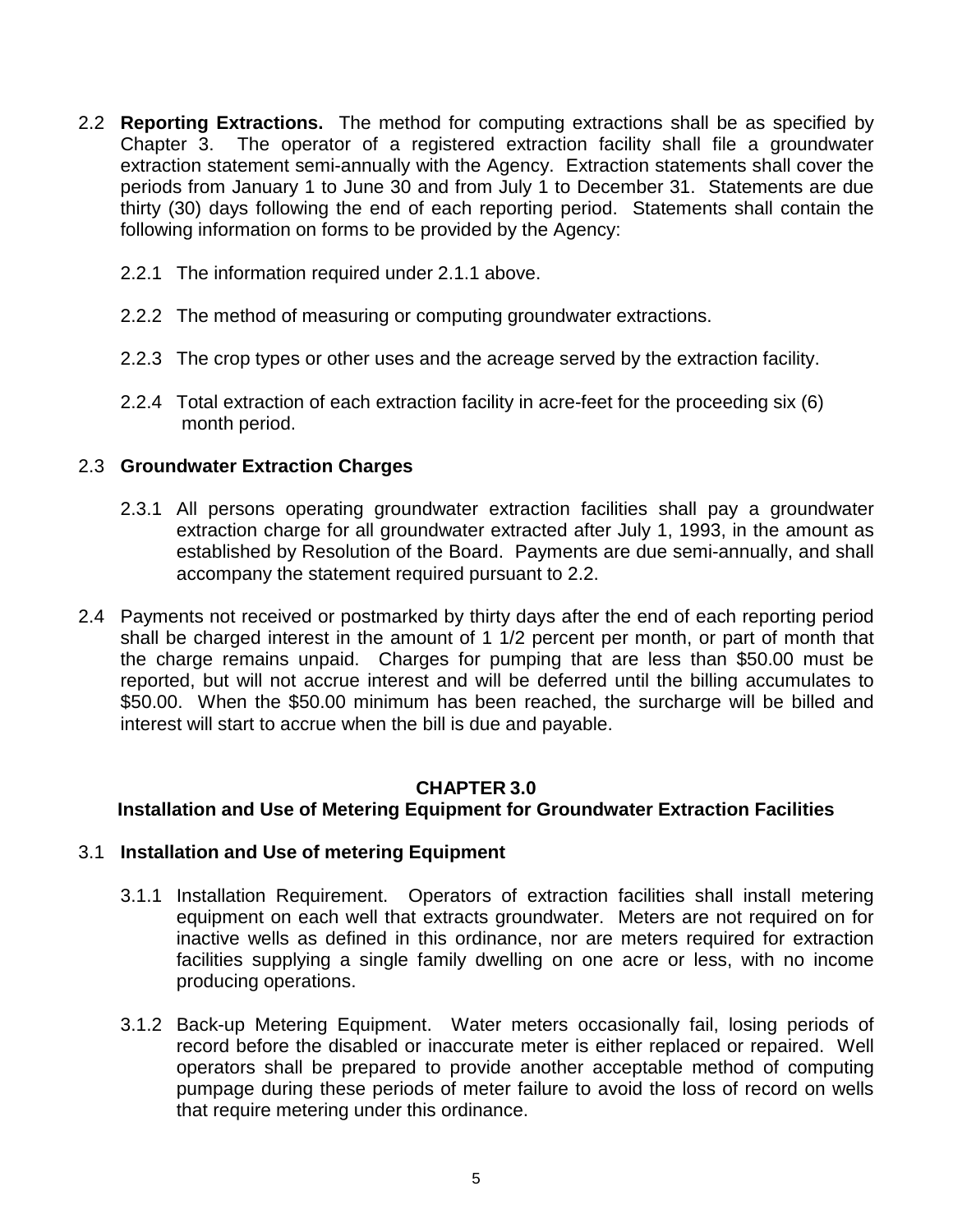2.2 **Reporting Extractions.** The method for computing extractions shall be as specified by Chapter 3. The operator of a registered extraction facility shall file a groundwater extraction statement semi-annually with the Agency. Extraction statements shall cover the periods from January 1 to June 30 and from July 1 to December 31. Statements are due thirty (30) days following the end of each reporting period. Statements shall contain the following information on forms to be provided by the Agency:

2.2.1 The information required under 2.1.1 above.

2.2.2 The method of measuring or computing groundwater extractions.

2.2.3 The crop types or other uses and the acreage served by the extraction facility.

2.2.4 Total extraction of each extraction facility in acre-feet for the proceeding six (6) month period.

2.3 **Groundwater Extraction Charges**

2.3.1 All persons operating groundwater extraction facilities shall pay a groundwater extraction charge for all groundwater extracted after July 1, 1993, in the amount as established by Resolution of the Board. Payments are due semi-annually, and shall accompany the statement required pursuant to 2.2.

2.4 Payments not received or postmarked by thirty days after the end of each reporting period shall be charged interest in the amount of 1 1/2 percent per month, or part of month that the charge remains unpaid. Charges for pumping that are less than $50.00 must be reported, but will not accrue interest and will be deferred until the billing accumulates to $50.00. When the $50.00 minimum has been reached, the surcharge will be billed and interest will start to accrue when the bill is due and payable.

## CHAPTER 3.0
## Installation and Use of Metering Equipment for Groundwater Extraction Facilities

3.1 **Installation and Use of metering Equipment**

3.1.1 Installation Requirement. Operators of extraction facilities shall install metering equipment on each well that extracts groundwater. Meters are not required on for inactive wells as defined in this ordinance, nor are meters required for extraction facilities supplying a single family dwelling on one acre or less, with no income producing operations.

3.1.2 Back-up Metering Equipment. Water meters occasionally fail, losing periods of record before the disabled or inaccurate meter is either replaced or repaired. Well operators shall be prepared to provide another acceptable method of computing pumpage during these periods of meter failure to avoid the loss of record on wells that require metering under this ordinance.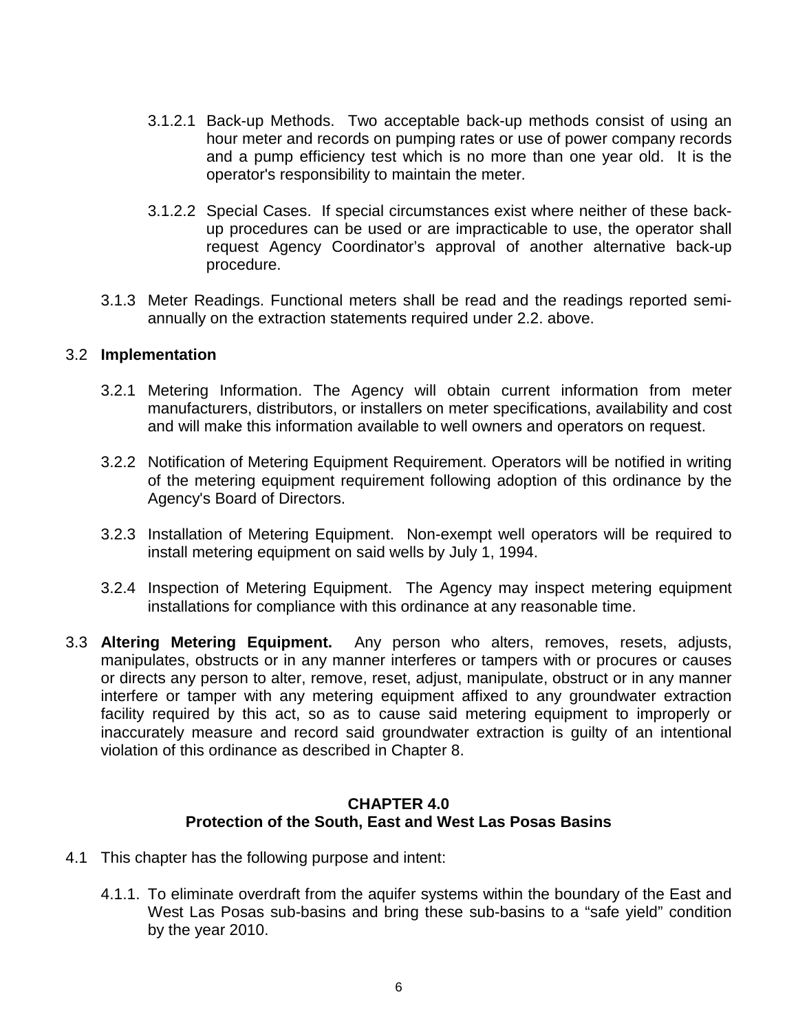3.1.2.1 Back-up Methods. Two acceptable back-up methods consist of using an hour meter and records on pumping rates or use of power company records and a pump efficiency test which is no more than one year old. It is the operator's responsibility to maintain the meter.

3.1.2.2 Special Cases. If special circumstances exist where neither of these back-up procedures can be used or are impracticable to use, the operator shall request Agency Coordinator's approval of another alternative back-up procedure.

3.1.3 Meter Readings. Functional meters shall be read and the readings reported semi-annually on the extraction statements required under 2.2. above.

3.2 **Implementation**

3.2.1 Metering Information. The Agency will obtain current information from meter manufacturers, distributors, or installers on meter specifications, availability and cost and will make this information available to well owners and operators on request.

3.2.2 Notification of Metering Equipment Requirement. Operators will be notified in writing of the metering equipment requirement following adoption of this ordinance by the Agency's Board of Directors.

3.2.3 Installation of Metering Equipment. Non-exempt well operators will be required to install metering equipment on said wells by July 1, 1994.

3.2.4 Inspection of Metering Equipment. The Agency may inspect metering equipment installations for compliance with this ordinance at any reasonable time.

3.3 **Altering Metering Equipment.** Any person who alters, removes, resets, adjusts, manipulates, obstructs or in any manner interferes or tampers with or procures or causes or directs any person to alter, remove, reset, adjust, manipulate, obstruct or in any manner interfere or tamper with any metering equipment affixed to any groundwater extraction facility required by this act, so as to cause said metering equipment to improperly or inaccurately measure and record said groundwater extraction is guilty of an intentional violation of this ordinance as described in Chapter 8.

## CHAPTER 4.0
## Protection of the South, East and West Las Posas Basins

4.1 This chapter has the following purpose and intent:

4.1.1. To eliminate overdraft from the aquifer systems within the boundary of the East and West Las Posas sub-basins and bring these sub-basins to a "safe yield" condition by the year 2010.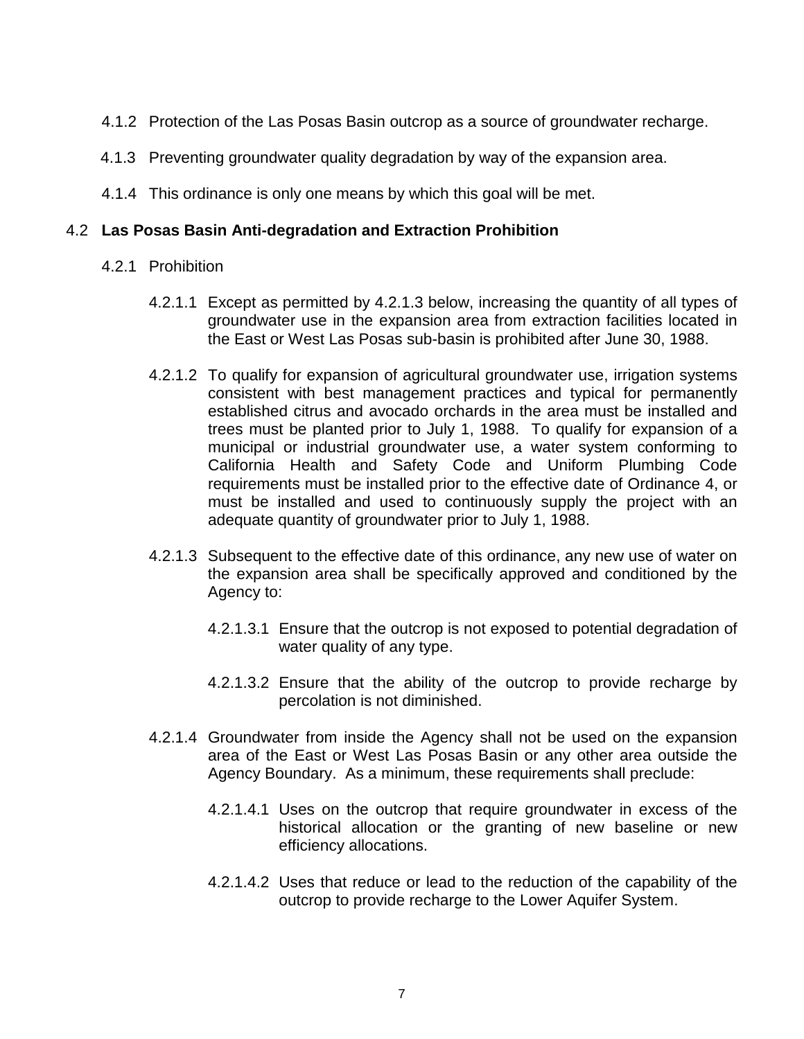4.1.2 Protection of the Las Posas Basin outcrop as a source of groundwater recharge.

4.1.3 Preventing groundwater quality degradation by way of the expansion area.

4.1.4 This ordinance is only one means by which this goal will be met.

4.2 **Las Posas Basin Anti-degradation and Extraction Prohibition**

4.2.1 Prohibition

4.2.1.1 Except as permitted by 4.2.1.3 below, increasing the quantity of all types of groundwater use in the expansion area from extraction facilities located in the East or West Las Posas sub-basin is prohibited after June 30, 1988.

4.2.1.2 To qualify for expansion of agricultural groundwater use, irrigation systems consistent with best management practices and typical for permanently established citrus and avocado orchards in the area must be installed and trees must be planted prior to July 1, 1988. To qualify for expansion of a municipal or industrial groundwater use, a water system conforming to California Health and Safety Code and Uniform Plumbing Code requirements must be installed prior to the effective date of Ordinance 4, or must be installed and used to continuously supply the project with an adequate quantity of groundwater prior to July 1, 1988.

4.2.1.3 Subsequent to the effective date of this ordinance, any new use of water on the expansion area shall be specifically approved and conditioned by the Agency to:

4.2.1.3.1 Ensure that the outcrop is not exposed to potential degradation of water quality of any type.

4.2.1.3.2 Ensure that the ability of the outcrop to provide recharge by percolation is not diminished.

4.2.1.4 Groundwater from inside the Agency shall not be used on the expansion area of the East or West Las Posas Basin or any other area outside the Agency Boundary. As a minimum, these requirements shall preclude:

4.2.1.4.1 Uses on the outcrop that require groundwater in excess of the historical allocation or the granting of new baseline or new efficiency allocations.

4.2.1.4.2 Uses that reduce or lead to the reduction of the capability of the outcrop to provide recharge to the Lower Aquifer System.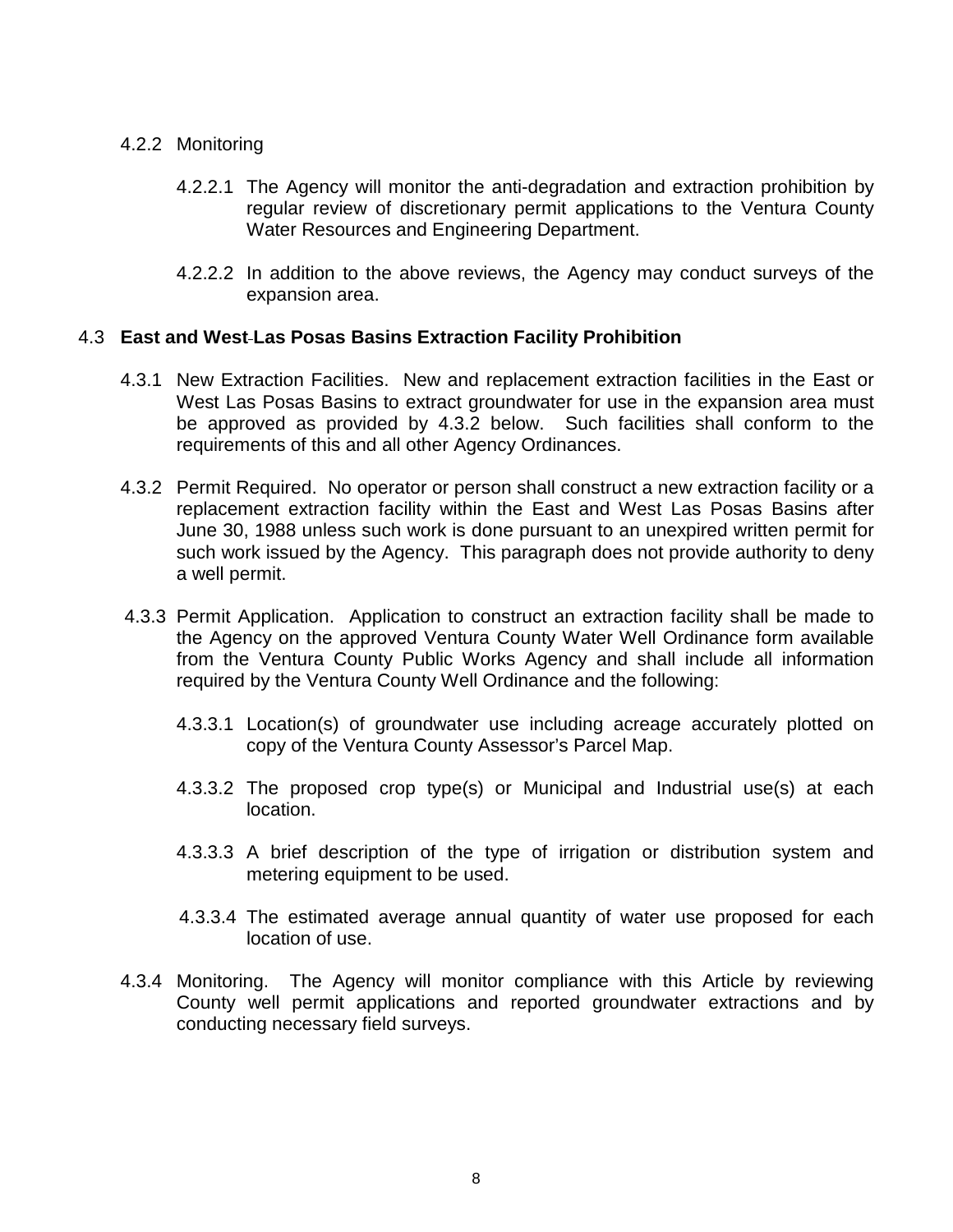4.2.2 Monitoring

4.2.2.1 The Agency will monitor the anti-degradation and extraction prohibition by regular review of discretionary permit applications to the Ventura County Water Resources and Engineering Department.

4.2.2.2 In addition to the above reviews, the Agency may conduct surveys of the expansion area.

### 4.3 **East and West Las Posas Basins Extraction Facility Prohibition**

4.3.1 New Extraction Facilities. New and replacement extraction facilities in the East or West Las Posas Basins to extract groundwater for use in the expansion area must be approved as provided by 4.3.2 below. Such facilities shall conform to the requirements of this and all other Agency Ordinances.

4.3.2 Permit Required. No operator or person shall construct a new extraction facility or a replacement extraction facility within the East and West Las Posas Basins after June 30, 1988 unless such work is done pursuant to an unexpired written permit for such work issued by the Agency. This paragraph does not provide authority to deny a well permit.

4.3.3 Permit Application. Application to construct an extraction facility shall be made to the Agency on the approved Ventura County Water Well Ordinance form available from the Ventura County Public Works Agency and shall include all information required by the Ventura County Well Ordinance and the following:

4.3.3.1 Location(s) of groundwater use including acreage accurately plotted on copy of the Ventura County Assessor's Parcel Map.

4.3.3.2 The proposed crop type(s) or Municipal and Industrial use(s) at each location.

4.3.3.3 A brief description of the type of irrigation or distribution system and metering equipment to be used.

4.3.3.4 The estimated average annual quantity of water use proposed for each location of use.

4.3.4 Monitoring. The Agency will monitor compliance with this Article by reviewing County well permit applications and reported groundwater extractions and by conducting necessary field surveys.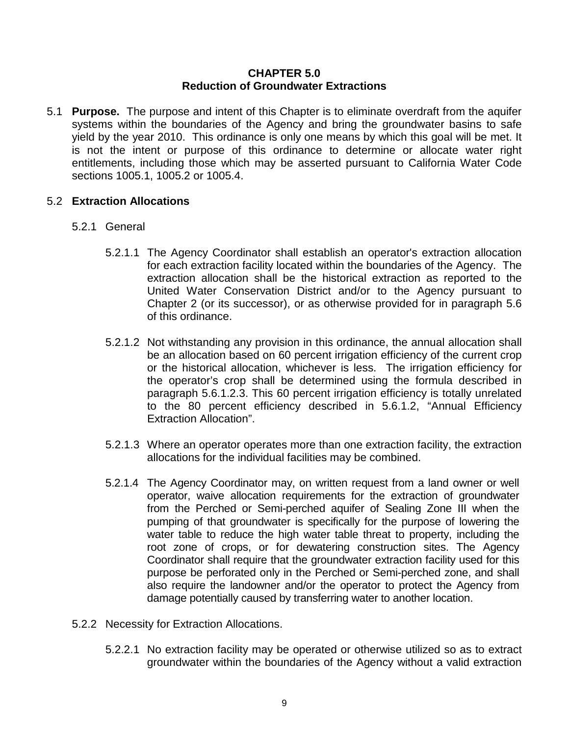## CHAPTER 5.0
## Reduction of Groundwater Extractions

5.1 **Purpose.** The purpose and intent of this Chapter is to eliminate overdraft from the aquifer systems within the boundaries of the Agency and bring the groundwater basins to safe yield by the year 2010. This ordinance is only one means by which this goal will be met. It is not the intent or purpose of this ordinance to determine or allocate water right entitlements, including those which may be asserted pursuant to California Water Code sections 1005.1, 1005.2 or 1005.4.

5.2 **Extraction Allocations**

5.2.1 General

5.2.1.1 The Agency Coordinator shall establish an operator's extraction allocation for each extraction facility located within the boundaries of the Agency. The extraction allocation shall be the historical extraction as reported to the United Water Conservation District and/or to the Agency pursuant to Chapter 2 (or its successor), or as otherwise provided for in paragraph 5.6 of this ordinance.

5.2.1.2 Not withstanding any provision in this ordinance, the annual allocation shall be an allocation based on 60 percent irrigation efficiency of the current crop or the historical allocation, whichever is less. The irrigation efficiency for the operator's crop shall be determined using the formula described in paragraph 5.6.1.2.3. This 60 percent irrigation efficiency is totally unrelated to the 80 percent efficiency described in 5.6.1.2, "Annual Efficiency Extraction Allocation".

5.2.1.3 Where an operator operates more than one extraction facility, the extraction allocations for the individual facilities may be combined.

5.2.1.4 The Agency Coordinator may, on written request from a land owner or well operator, waive allocation requirements for the extraction of groundwater from the Perched or Semi-perched aquifer of Sealing Zone III when the pumping of that groundwater is specifically for the purpose of lowering the water table to reduce the high water table threat to property, including the root zone of crops, or for dewatering construction sites. The Agency Coordinator shall require that the groundwater extraction facility used for this purpose be perforated only in the Perched or Semi-perched zone, and shall also require the landowner and/or the operator to protect the Agency from damage potentially caused by transferring water to another location.

5.2.2 Necessity for Extraction Allocations.

5.2.2.1 No extraction facility may be operated or otherwise utilized so as to extract groundwater within the boundaries of the Agency without a valid extraction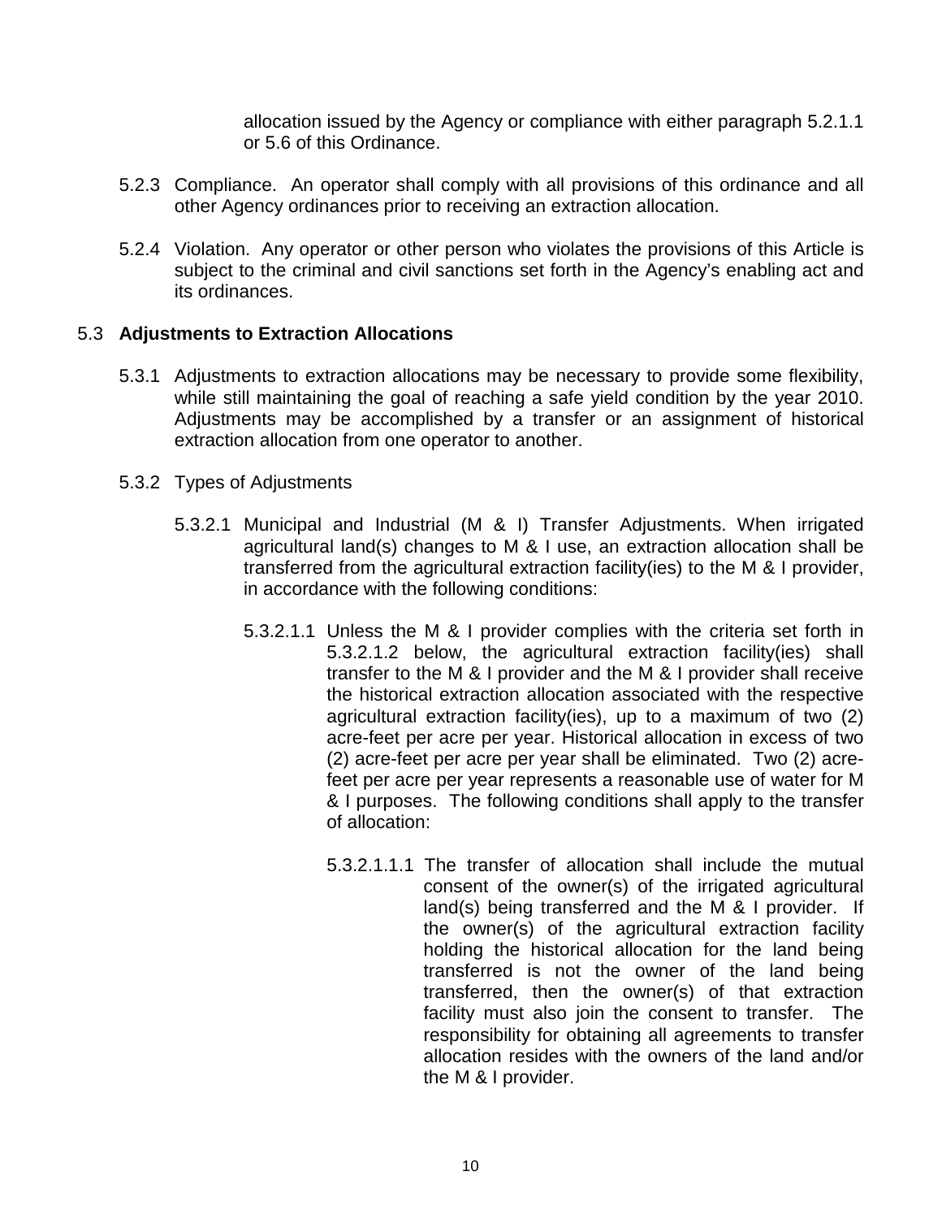allocation issued by the Agency or compliance with either paragraph 5.2.1.1 or 5.6 of this Ordinance.

5.2.3 Compliance. An operator shall comply with all provisions of this ordinance and all other Agency ordinances prior to receiving an extraction allocation.

5.2.4 Violation. Any operator or other person who violates the provisions of this Article is subject to the criminal and civil sanctions set forth in the Agency's enabling act and its ordinances.

## 5.3 **Adjustments to Extraction Allocations**

5.3.1 Adjustments to extraction allocations may be necessary to provide some flexibility, while still maintaining the goal of reaching a safe yield condition by the year 2010. Adjustments may be accomplished by a transfer or an assignment of historical extraction allocation from one operator to another.

5.3.2 Types of Adjustments

5.3.2.1 Municipal and Industrial (M & I) Transfer Adjustments. When irrigated agricultural land(s) changes to M & I use, an extraction allocation shall be transferred from the agricultural extraction facility(ies) to the M & I provider, in accordance with the following conditions:

5.3.2.1.1 Unless the M & I provider complies with the criteria set forth in 5.3.2.1.2 below, the agricultural extraction facility(ies) shall transfer to the M & I provider and the M & I provider shall receive the historical extraction allocation associated with the respective agricultural extraction facility(ies), up to a maximum of two (2) acre-feet per acre per year. Historical allocation in excess of two (2) acre-feet per acre per year shall be eliminated. Two (2) acre-feet per acre per year represents a reasonable use of water for M & I purposes. The following conditions shall apply to the transfer of allocation:

5.3.2.1.1.1 The transfer of allocation shall include the mutual consent of the owner(s) of the irrigated agricultural land(s) being transferred and the M & I provider. If the owner(s) of the agricultural extraction facility holding the historical allocation for the land being transferred is not the owner of the land being transferred, then the owner(s) of that extraction facility must also join the consent to transfer. The responsibility for obtaining all agreements to transfer allocation resides with the owners of the land and/or the M & I provider.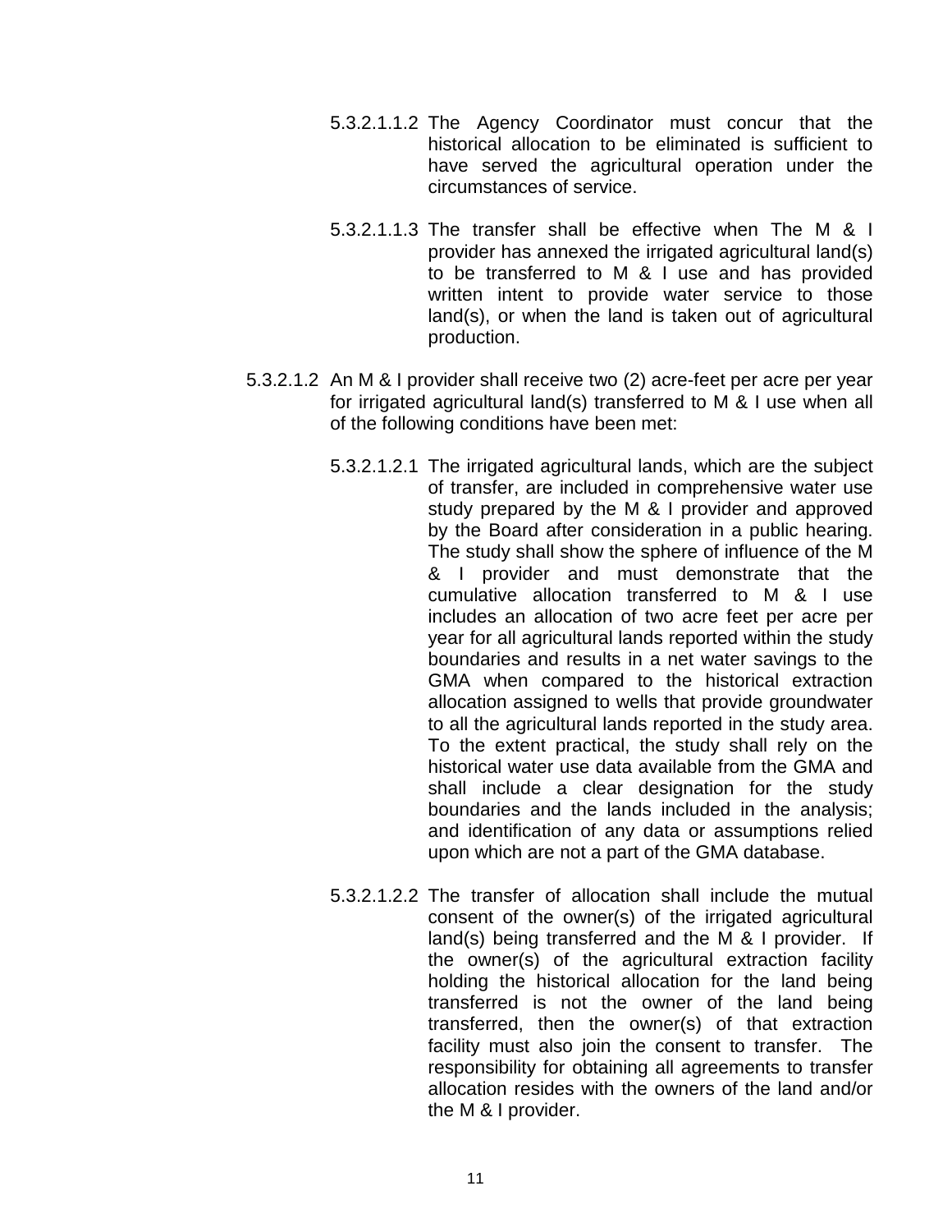5.3.2.1.1.2 The Agency Coordinator must concur that the historical allocation to be eliminated is sufficient to have served the agricultural operation under the circumstances of service.

5.3.2.1.1.3 The transfer shall be effective when The M & I provider has annexed the irrigated agricultural land(s) to be transferred to M & I use and has provided written intent to provide water service to those land(s), or when the land is taken out of agricultural production.

5.3.2.1.2 An M & I provider shall receive two (2) acre-feet per acre per year for irrigated agricultural land(s) transferred to M & I use when all of the following conditions have been met:

5.3.2.1.2.1 The irrigated agricultural lands, which are the subject of transfer, are included in comprehensive water use study prepared by the M & I provider and approved by the Board after consideration in a public hearing. The study shall show the sphere of influence of the M & I provider and must demonstrate that the cumulative allocation transferred to M & I use includes an allocation of two acre feet per acre per year for all agricultural lands reported within the study boundaries and results in a net water savings to the GMA when compared to the historical extraction allocation assigned to wells that provide groundwater to all the agricultural lands reported in the study area. To the extent practical, the study shall rely on the historical water use data available from the GMA and shall include a clear designation for the study boundaries and the lands included in the analysis; and identification of any data or assumptions relied upon which are not a part of the GMA database.

5.3.2.1.2.2 The transfer of allocation shall include the mutual consent of the owner(s) of the irrigated agricultural land(s) being transferred and the M & I provider. If the owner(s) of the agricultural extraction facility holding the historical allocation for the land being transferred is not the owner of the land being transferred, then the owner(s) of that extraction facility must also join the consent to transfer. The responsibility for obtaining all agreements to transfer allocation resides with the owners of the land and/or the M & I provider.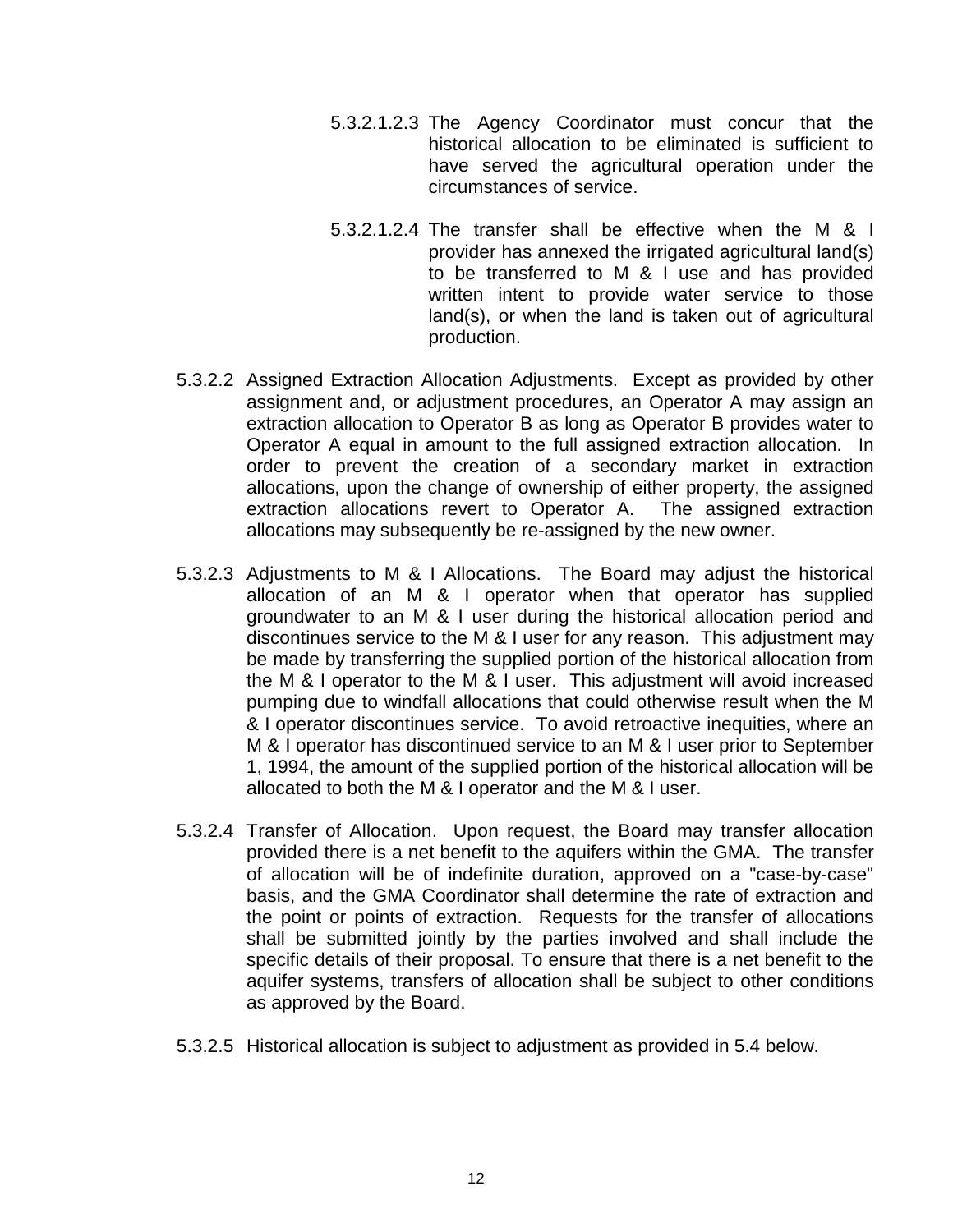5.3.2.1.2.3 The Agency Coordinator must concur that the historical allocation to be eliminated is sufficient to have served the agricultural operation under the circumstances of service.

5.3.2.1.2.4 The transfer shall be effective when the M & I provider has annexed the irrigated agricultural land(s) to be transferred to M & I use and has provided written intent to provide water service to those land(s), or when the land is taken out of agricultural production.

5.3.2.2 Assigned Extraction Allocation Adjustments. Except as provided by other assignment and, or adjustment procedures, an Operator A may assign an extraction allocation to Operator B as long as Operator B provides water to Operator A equal in amount to the full assigned extraction allocation. In order to prevent the creation of a secondary market in extraction allocations, upon the change of ownership of either property, the assigned extraction allocations revert to Operator A. The assigned extraction allocations may subsequently be re-assigned by the new owner.

5.3.2.3 Adjustments to M & I Allocations. The Board may adjust the historical allocation of an M & I operator when that operator has supplied groundwater to an M & I user during the historical allocation period and discontinues service to the M & I user for any reason. This adjustment may be made by transferring the supplied portion of the historical allocation from the M & I operator to the M & I user. This adjustment will avoid increased pumping due to windfall allocations that could otherwise result when the M & I operator discontinues service. To avoid retroactive inequities, where an M & I operator has discontinued service to an M & I user prior to September 1, 1994, the amount of the supplied portion of the historical allocation will be allocated to both the M & I operator and the M & I user.

5.3.2.4 Transfer of Allocation. Upon request, the Board may transfer allocation provided there is a net benefit to the aquifers within the GMA. The transfer of allocation will be of indefinite duration, approved on a "case-by-case" basis, and the GMA Coordinator shall determine the rate of extraction and the point or points of extraction. Requests for the transfer of allocations shall be submitted jointly by the parties involved and shall include the specific details of their proposal. To ensure that there is a net benefit to the aquifer systems, transfers of allocation shall be subject to other conditions as approved by the Board.

5.3.2.5 Historical allocation is subject to adjustment as provided in 5.4 below.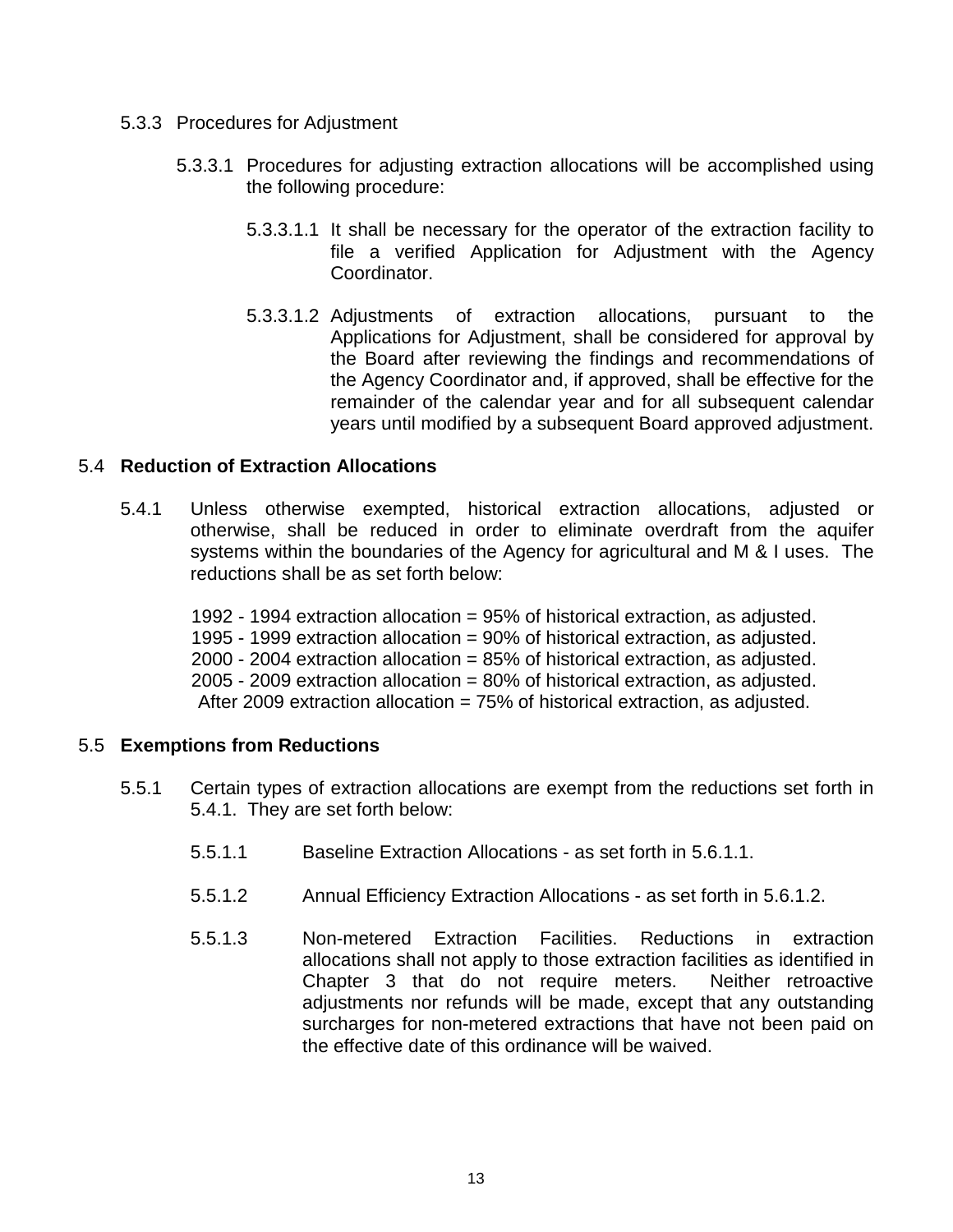5.3.3 Procedures for Adjustment

5.3.3.1 Procedures for adjusting extraction allocations will be accomplished using the following procedure:

5.3.3.1.1 It shall be necessary for the operator of the extraction facility to file a verified Application for Adjustment with the Agency Coordinator.

5.3.3.1.2 Adjustments of extraction allocations, pursuant to the Applications for Adjustment, shall be considered for approval by the Board after reviewing the findings and recommendations of the Agency Coordinator and, if approved, shall be effective for the remainder of the calendar year and for all subsequent calendar years until modified by a subsequent Board approved adjustment.

5.4 **Reduction of Extraction Allocations**

5.4.1 Unless otherwise exempted, historical extraction allocations, adjusted or otherwise, shall be reduced in order to eliminate overdraft from the aquifer systems within the boundaries of the Agency for agricultural and M & I uses. The reductions shall be as set forth below:

1992 - 1994 extraction allocation = 95% of historical extraction, as adjusted.
1995 - 1999 extraction allocation = 90% of historical extraction, as adjusted.
2000 - 2004 extraction allocation = 85% of historical extraction, as adjusted.
2005 - 2009 extraction allocation = 80% of historical extraction, as adjusted.
After 2009 extraction allocation = 75% of historical extraction, as adjusted.

5.5 **Exemptions from Reductions**

5.5.1 Certain types of extraction allocations are exempt from the reductions set forth in 5.4.1. They are set forth below:

5.5.1.1 Baseline Extraction Allocations - as set forth in 5.6.1.1.

5.5.1.2 Annual Efficiency Extraction Allocations - as set forth in 5.6.1.2.

5.5.1.3 Non-metered Extraction Facilities. Reductions in extraction allocations shall not apply to those extraction facilities as identified in Chapter 3 that do not require meters. Neither retroactive adjustments nor refunds will be made, except that any outstanding surcharges for non-metered extractions that have not been paid on the effective date of this ordinance will be waived.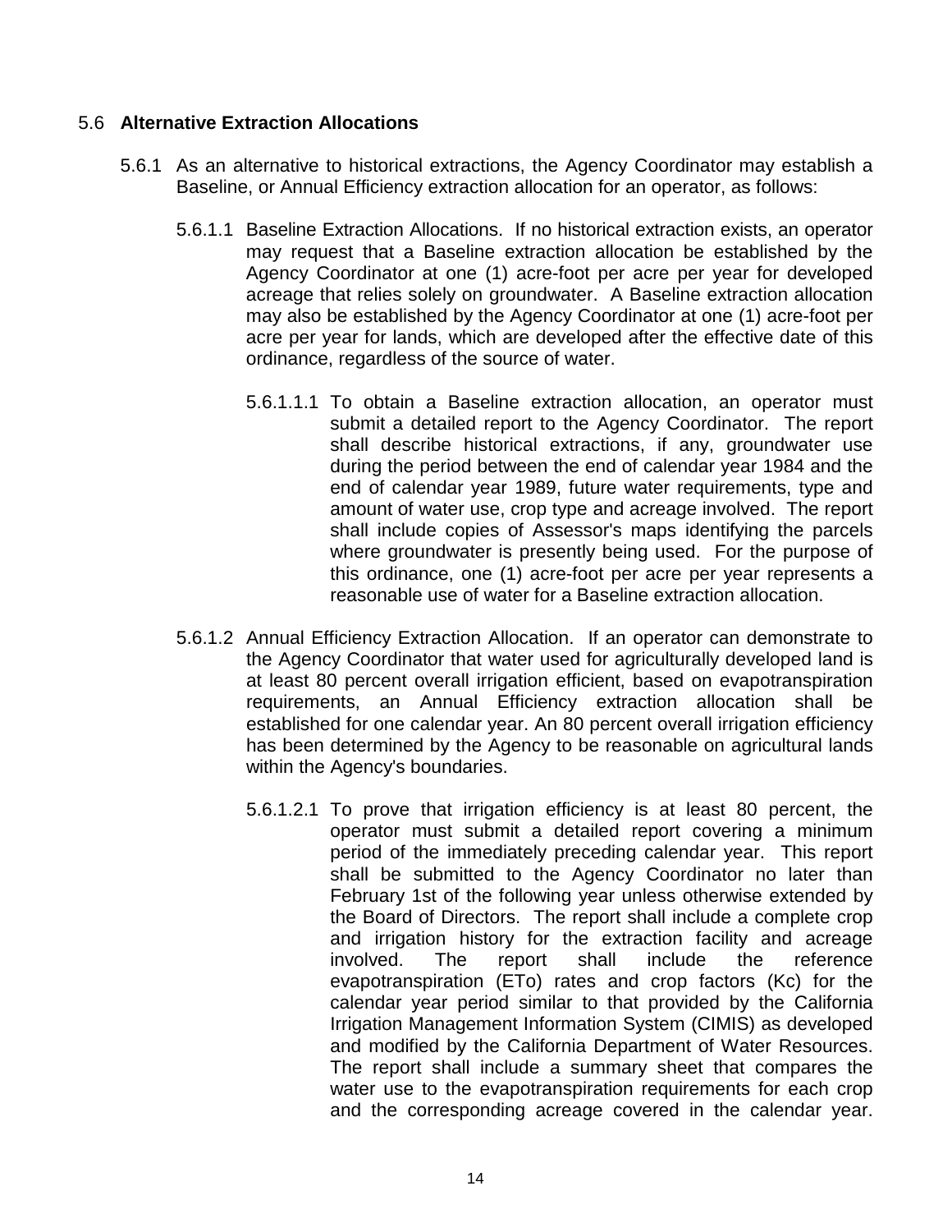## 5.6 **Alternative Extraction Allocations**

5.6.1 As an alternative to historical extractions, the Agency Coordinator may establish a Baseline, or Annual Efficiency extraction allocation for an operator, as follows:

5.6.1.1 Baseline Extraction Allocations. If no historical extraction exists, an operator may request that a Baseline extraction allocation be established by the Agency Coordinator at one (1) acre-foot per acre per year for developed acreage that relies solely on groundwater. A Baseline extraction allocation may also be established by the Agency Coordinator at one (1) acre-foot per acre per year for lands, which are developed after the effective date of this ordinance, regardless of the source of water.

5.6.1.1.1 To obtain a Baseline extraction allocation, an operator must submit a detailed report to the Agency Coordinator. The report shall describe historical extractions, if any, groundwater use during the period between the end of calendar year 1984 and the end of calendar year 1989, future water requirements, type and amount of water use, crop type and acreage involved. The report shall include copies of Assessor's maps identifying the parcels where groundwater is presently being used. For the purpose of this ordinance, one (1) acre-foot per acre per year represents a reasonable use of water for a Baseline extraction allocation.

5.6.1.2 Annual Efficiency Extraction Allocation. If an operator can demonstrate to the Agency Coordinator that water used for agriculturally developed land is at least 80 percent overall irrigation efficient, based on evapotranspiration requirements, an Annual Efficiency extraction allocation shall be established for one calendar year. An 80 percent overall irrigation efficiency has been determined by the Agency to be reasonable on agricultural lands within the Agency's boundaries.

5.6.1.2.1 To prove that irrigation efficiency is at least 80 percent, the operator must submit a detailed report covering a minimum period of the immediately preceding calendar year. This report shall be submitted to the Agency Coordinator no later than February 1st of the following year unless otherwise extended by the Board of Directors. The report shall include a complete crop and irrigation history for the extraction facility and acreage involved. The report shall include the reference evapotranspiration (ETo) rates and crop factors (Kc) for the calendar year period similar to that provided by the California Irrigation Management Information System (CIMIS) as developed and modified by the California Department of Water Resources. The report shall include a summary sheet that compares the water use to the evapotranspiration requirements for each crop and the corresponding acreage covered in the calendar year.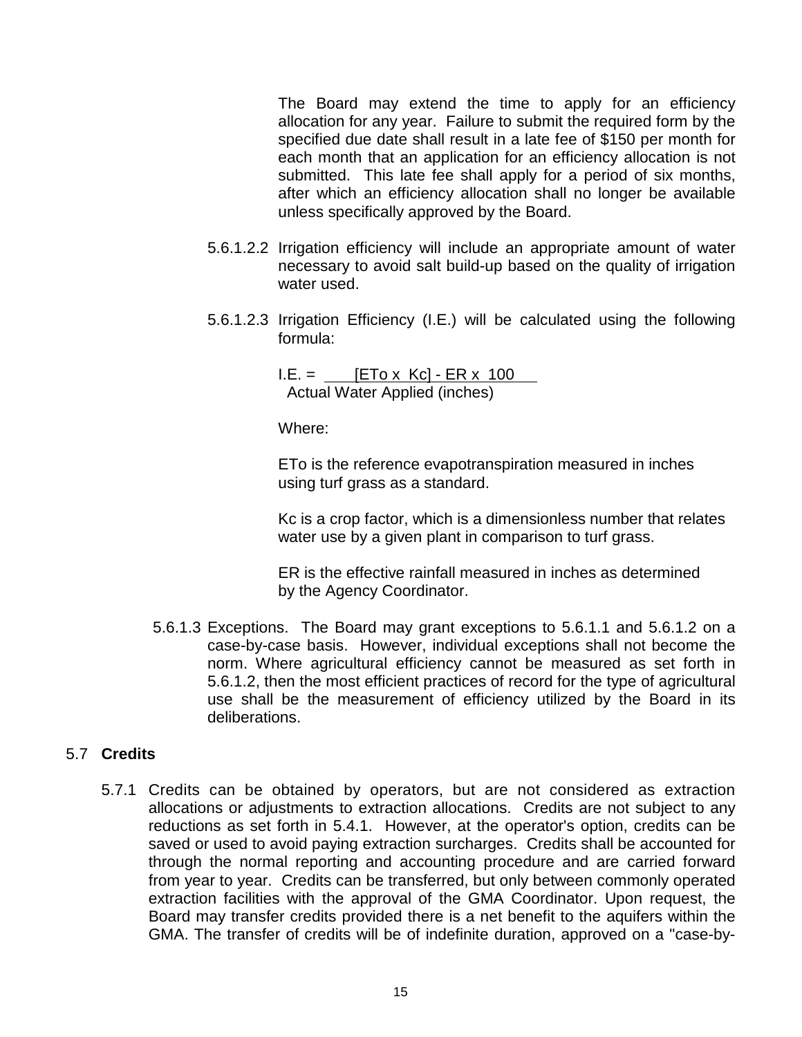The Board may extend the time to apply for an efficiency allocation for any year. Failure to submit the required form by the specified due date shall result in a late fee of $150 per month for each month that an application for an efficiency allocation is not submitted. This late fee shall apply for a period of six months, after which an efficiency allocation shall no longer be available unless specifically approved by the Board.

5.6.1.2.2 Irrigation efficiency will include an appropriate amount of water necessary to avoid salt build-up based on the quality of irrigation water used.

5.6.1.2.3 Irrigation Efficiency (I.E.) will be calculated using the following formula:

$$I.E. = \frac{[ETo \times Kc] - ER \times 100}{\text{Actual Water Applied (inches)}}$$

Where:

ETo is the reference evapotranspiration measured in inches using turf grass as a standard.

Kc is a crop factor, which is a dimensionless number that relates water use by a given plant in comparison to turf grass.

ER is the effective rainfall measured in inches as determined by the Agency Coordinator.

5.6.1.3 Exceptions. The Board may grant exceptions to 5.6.1.1 and 5.6.1.2 on a case-by-case basis. However, individual exceptions shall not become the norm. Where agricultural efficiency cannot be measured as set forth in 5.6.1.2, then the most efficient practices of record for the type of agricultural use shall be the measurement of efficiency utilized by the Board in its deliberations.

## 5.7 **Credits**

5.7.1 Credits can be obtained by operators, but are not considered as extraction allocations or adjustments to extraction allocations. Credits are not subject to any reductions as set forth in 5.4.1. However, at the operator's option, credits can be saved or used to avoid paying extraction surcharges. Credits shall be accounted for through the normal reporting and accounting procedure and are carried forward from year to year. Credits can be transferred, but only between commonly operated extraction facilities with the approval of the GMA Coordinator. Upon request, the Board may transfer credits provided there is a net benefit to the aquifers within the GMA. The transfer of credits will be of indefinite duration, approved on a "case-by-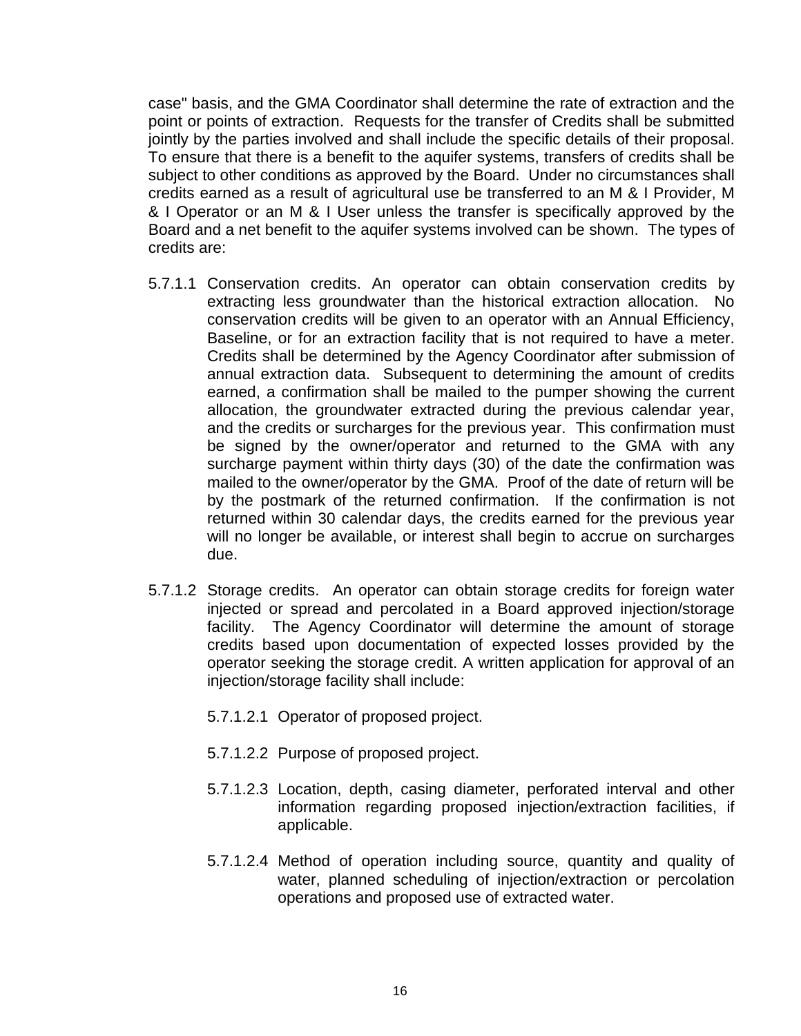case" basis, and the GMA Coordinator shall determine the rate of extraction and the point or points of extraction. Requests for the transfer of Credits shall be submitted jointly by the parties involved and shall include the specific details of their proposal. To ensure that there is a benefit to the aquifer systems, transfers of credits shall be subject to other conditions as approved by the Board. Under no circumstances shall credits earned as a result of agricultural use be transferred to an M & I Provider, M & I Operator or an M & I User unless the transfer is specifically approved by the Board and a net benefit to the aquifer systems involved can be shown. The types of credits are:

5.7.1.1 Conservation credits. An operator can obtain conservation credits by extracting less groundwater than the historical extraction allocation. No conservation credits will be given to an operator with an Annual Efficiency, Baseline, or for an extraction facility that is not required to have a meter. Credits shall be determined by the Agency Coordinator after submission of annual extraction data. Subsequent to determining the amount of credits earned, a confirmation shall be mailed to the pumper showing the current allocation, the groundwater extracted during the previous calendar year, and the credits or surcharges for the previous year. This confirmation must be signed by the owner/operator and returned to the GMA with any surcharge payment within thirty days (30) of the date the confirmation was mailed to the owner/operator by the GMA. Proof of the date of return will be by the postmark of the returned confirmation. If the confirmation is not returned within 30 calendar days, the credits earned for the previous year will no longer be available, or interest shall begin to accrue on surcharges due.

5.7.1.2 Storage credits. An operator can obtain storage credits for foreign water injected or spread and percolated in a Board approved injection/storage facility. The Agency Coordinator will determine the amount of storage credits based upon documentation of expected losses provided by the operator seeking the storage credit. A written application for approval of an injection/storage facility shall include:

5.7.1.2.1 Operator of proposed project.

5.7.1.2.2 Purpose of proposed project.

5.7.1.2.3 Location, depth, casing diameter, perforated interval and other information regarding proposed injection/extraction facilities, if applicable.

5.7.1.2.4 Method of operation including source, quantity and quality of water, planned scheduling of injection/extraction or percolation operations and proposed use of extracted water.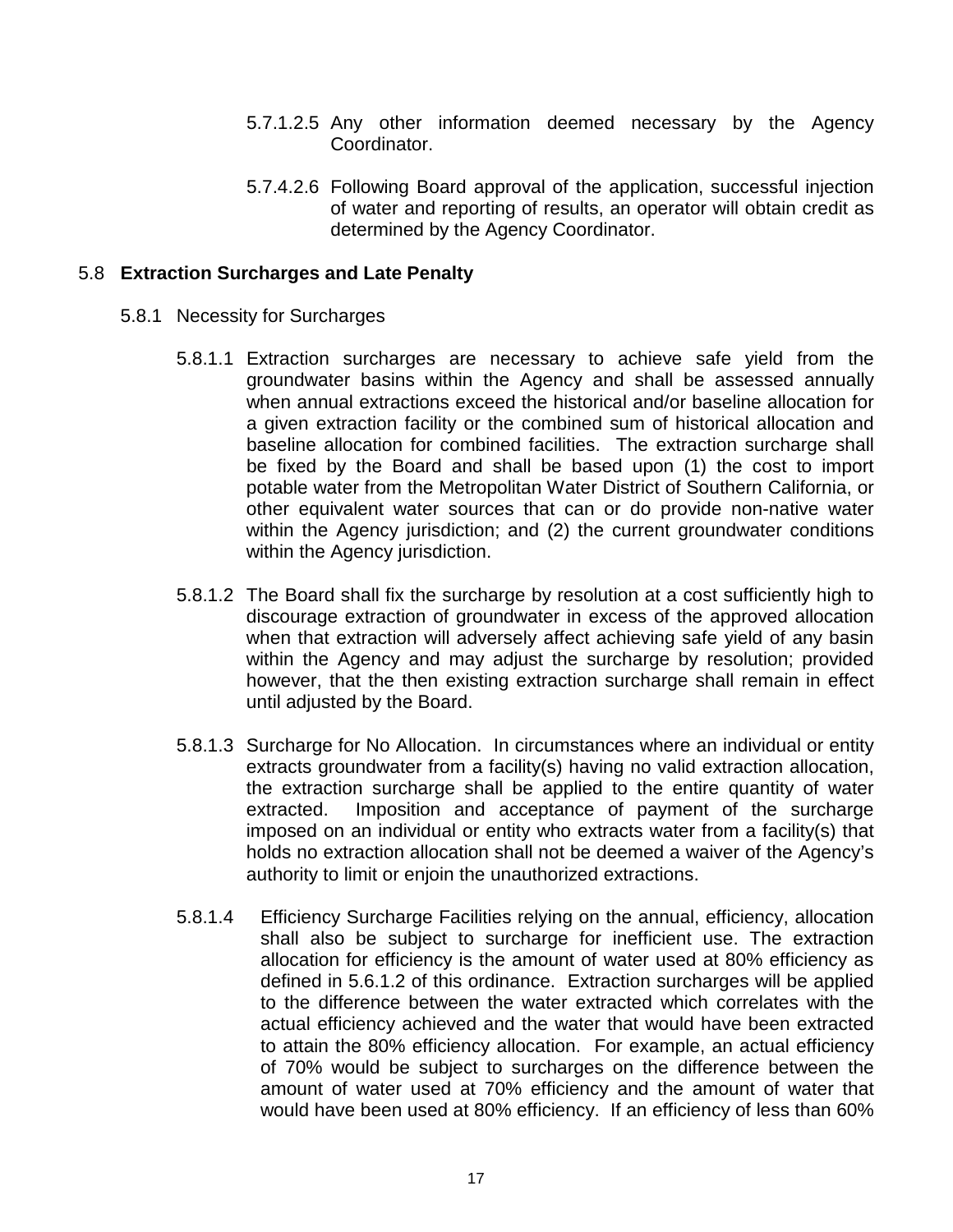5.7.1.2.5 Any other information deemed necessary by the Agency Coordinator.

5.7.4.2.6 Following Board approval of the application, successful injection of water and reporting of results, an operator will obtain credit as determined by the Agency Coordinator.

## 5.8 **Extraction Surcharges and Late Penalty**

5.8.1 Necessity for Surcharges

5.8.1.1 Extraction surcharges are necessary to achieve safe yield from the groundwater basins within the Agency and shall be assessed annually when annual extractions exceed the historical and/or baseline allocation for a given extraction facility or the combined sum of historical allocation and baseline allocation for combined facilities. The extraction surcharge shall be fixed by the Board and shall be based upon (1) the cost to import potable water from the Metropolitan Water District of Southern California, or other equivalent water sources that can or do provide non-native water within the Agency jurisdiction; and (2) the current groundwater conditions within the Agency jurisdiction.

5.8.1.2 The Board shall fix the surcharge by resolution at a cost sufficiently high to discourage extraction of groundwater in excess of the approved allocation when that extraction will adversely affect achieving safe yield of any basin within the Agency and may adjust the surcharge by resolution; provided however, that the then existing extraction surcharge shall remain in effect until adjusted by the Board.

5.8.1.3 Surcharge for No Allocation. In circumstances where an individual or entity extracts groundwater from a facility(s) having no valid extraction allocation, the extraction surcharge shall be applied to the entire quantity of water extracted. Imposition and acceptance of payment of the surcharge imposed on an individual or entity who extracts water from a facility(s) that holds no extraction allocation shall not be deemed a waiver of the Agency's authority to limit or enjoin the unauthorized extractions.

5.8.1.4 Efficiency Surcharge Facilities relying on the annual, efficiency, allocation shall also be subject to surcharge for inefficient use. The extraction allocation for efficiency is the amount of water used at 80% efficiency as defined in 5.6.1.2 of this ordinance. Extraction surcharges will be applied to the difference between the water extracted which correlates with the actual efficiency achieved and the water that would have been extracted to attain the 80% efficiency allocation. For example, an actual efficiency of 70% would be subject to surcharges on the difference between the amount of water used at 70% efficiency and the amount of water that would have been used at 80% efficiency. If an efficiency of less than 60%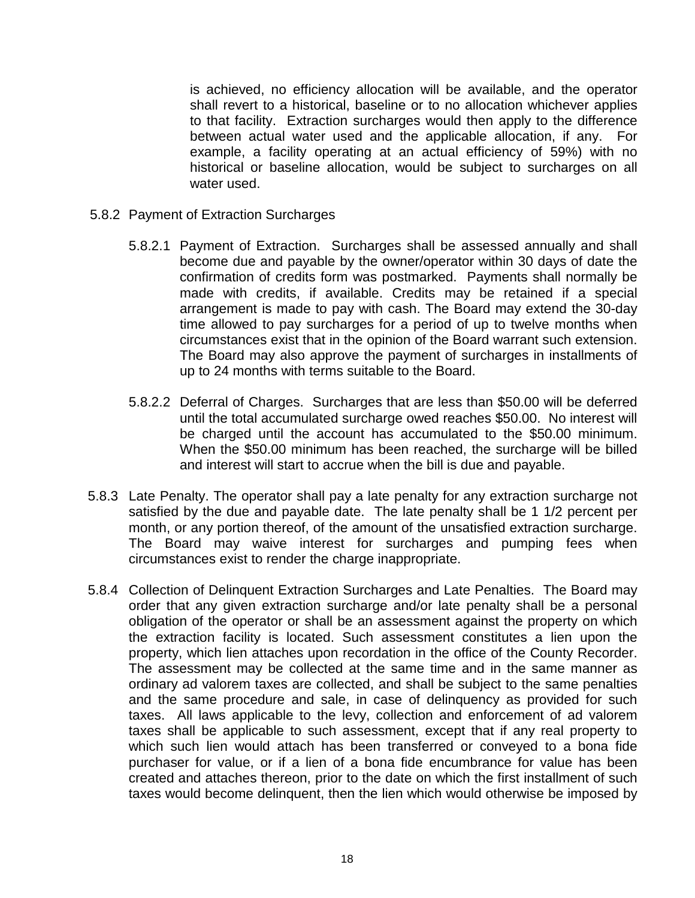is achieved, no efficiency allocation will be available, and the operator shall revert to a historical, baseline or to no allocation whichever applies to that facility. Extraction surcharges would then apply to the difference between actual water used and the applicable allocation, if any. For example, a facility operating at an actual efficiency of 59%) with no historical or baseline allocation, would be subject to surcharges on all water used.

5.8.2 Payment of Extraction Surcharges

5.8.2.1 Payment of Extraction. Surcharges shall be assessed annually and shall become due and payable by the owner/operator within 30 days of date the confirmation of credits form was postmarked. Payments shall normally be made with credits, if available. Credits may be retained if a special arrangement is made to pay with cash. The Board may extend the 30-day time allowed to pay surcharges for a period of up to twelve months when circumstances exist that in the opinion of the Board warrant such extension. The Board may also approve the payment of surcharges in installments of up to 24 months with terms suitable to the Board.

5.8.2.2 Deferral of Charges. Surcharges that are less than $50.00 will be deferred until the total accumulated surcharge owed reaches $50.00. No interest will be charged until the account has accumulated to the $50.00 minimum. When the $50.00 minimum has been reached, the surcharge will be billed and interest will start to accrue when the bill is due and payable.

5.8.3 Late Penalty. The operator shall pay a late penalty for any extraction surcharge not satisfied by the due and payable date. The late penalty shall be 1 1/2 percent per month, or any portion thereof, of the amount of the unsatisfied extraction surcharge. The Board may waive interest for surcharges and pumping fees when circumstances exist to render the charge inappropriate.

5.8.4 Collection of Delinquent Extraction Surcharges and Late Penalties. The Board may order that any given extraction surcharge and/or late penalty shall be a personal obligation of the operator or shall be an assessment against the property on which the extraction facility is located. Such assessment constitutes a lien upon the property, which lien attaches upon recordation in the office of the County Recorder. The assessment may be collected at the same time and in the same manner as ordinary ad valorem taxes are collected, and shall be subject to the same penalties and the same procedure and sale, in case of delinquency as provided for such taxes. All laws applicable to the levy, collection and enforcement of ad valorem taxes shall be applicable to such assessment, except that if any real property to which such lien would attach has been transferred or conveyed to a bona fide purchaser for value, or if a lien of a bona fide encumbrance for value has been created and attaches thereon, prior to the date on which the first installment of such taxes would become delinquent, then the lien which would otherwise be imposed by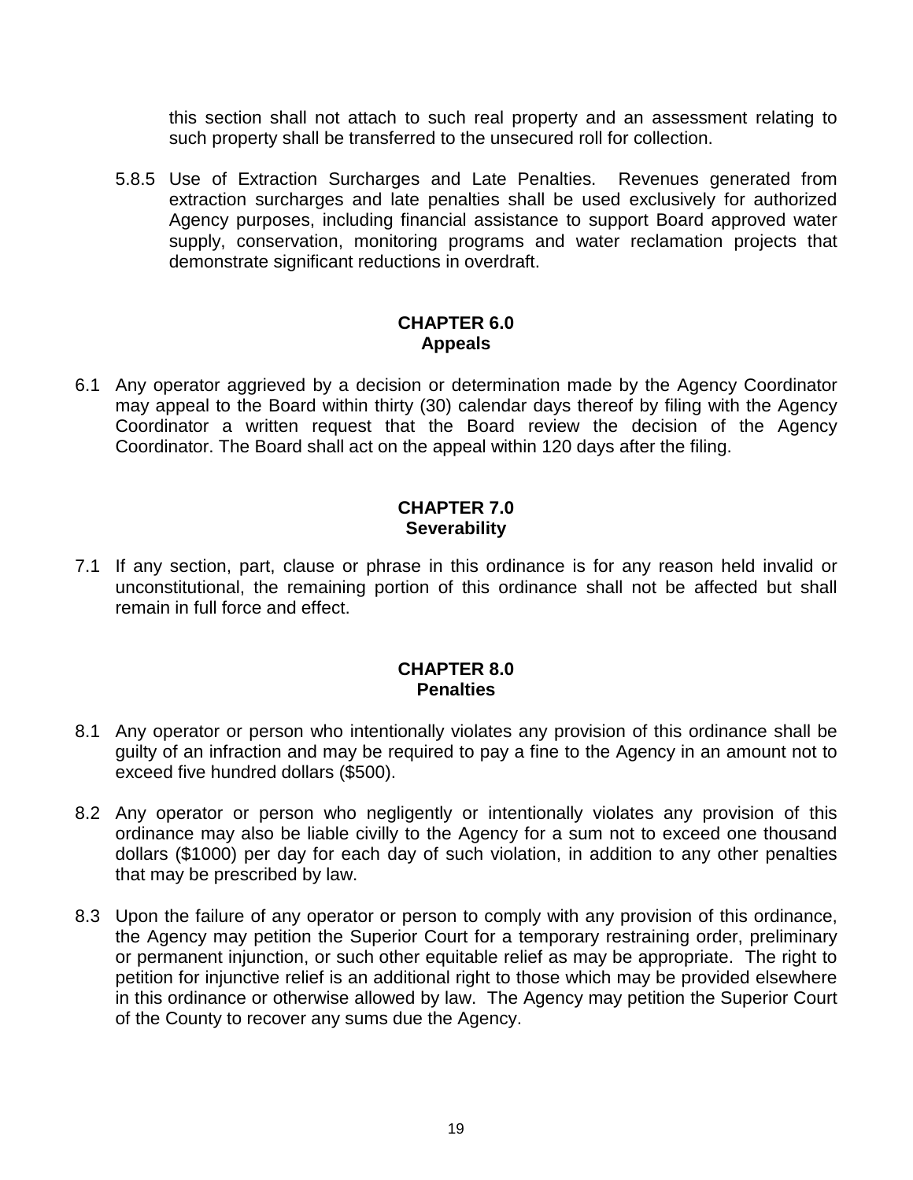this section shall not attach to such real property and an assessment relating to such property shall be transferred to the unsecured roll for collection.

5.8.5 Use of Extraction Surcharges and Late Penalties. Revenues generated from extraction surcharges and late penalties shall be used exclusively for authorized Agency purposes, including financial assistance to support Board approved water supply, conservation, monitoring programs and water reclamation projects that demonstrate significant reductions in overdraft.

## CHAPTER 6.0
## Appeals

6.1 Any operator aggrieved by a decision or determination made by the Agency Coordinator may appeal to the Board within thirty (30) calendar days thereof by filing with the Agency Coordinator a written request that the Board review the decision of the Agency Coordinator. The Board shall act on the appeal within 120 days after the filing.

## CHAPTER 7.0
## Severability

7.1 If any section, part, clause or phrase in this ordinance is for any reason held invalid or unconstitutional, the remaining portion of this ordinance shall not be affected but shall remain in full force and effect.

## CHAPTER 8.0
## Penalties

8.1 Any operator or person who intentionally violates any provision of this ordinance shall be guilty of an infraction and may be required to pay a fine to the Agency in an amount not to exceed five hundred dollars ($500).

8.2 Any operator or person who negligently or intentionally violates any provision of this ordinance may also be liable civilly to the Agency for a sum not to exceed one thousand dollars ($1000) per day for each day of such violation, in addition to any other penalties that may be prescribed by law.

8.3 Upon the failure of any operator or person to comply with any provision of this ordinance, the Agency may petition the Superior Court for a temporary restraining order, preliminary or permanent injunction, or such other equitable relief as may be appropriate. The right to petition for injunctive relief is an additional right to those which may be provided elsewhere in this ordinance or otherwise allowed by law. The Agency may petition the Superior Court of the County to recover any sums due the Agency.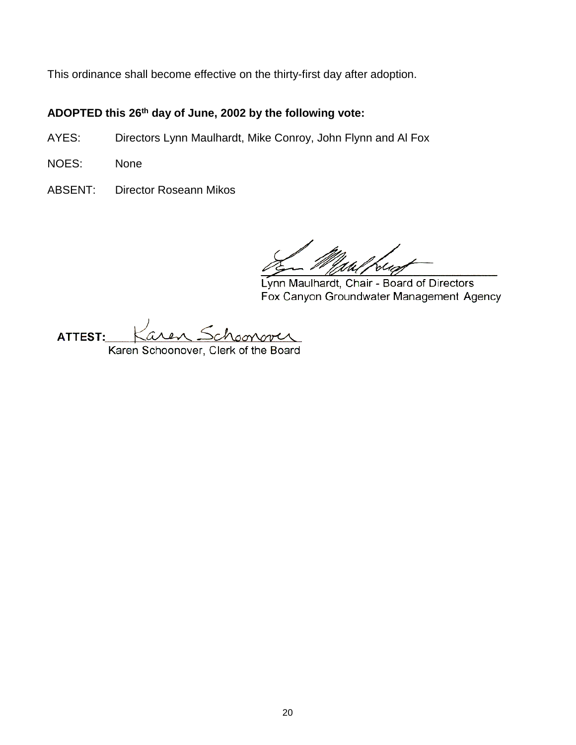This ordinance shall become effective on the thirty-first day after adoption.

**ADOPTED this 26th day of June, 2002 by the following vote:**

AYES: Directors Lynn Maulhardt, Mike Conroy, John Flynn and Al Fox

NOES: None

ABSENT: Director Roseann Mikos

Lynn Maulhardt, Chair - Board of Directors
Fox Canyon Groundwater Management Agency

**ATTEST:** Karen Schoonover
Karen Schoonover, Clerk of the Board